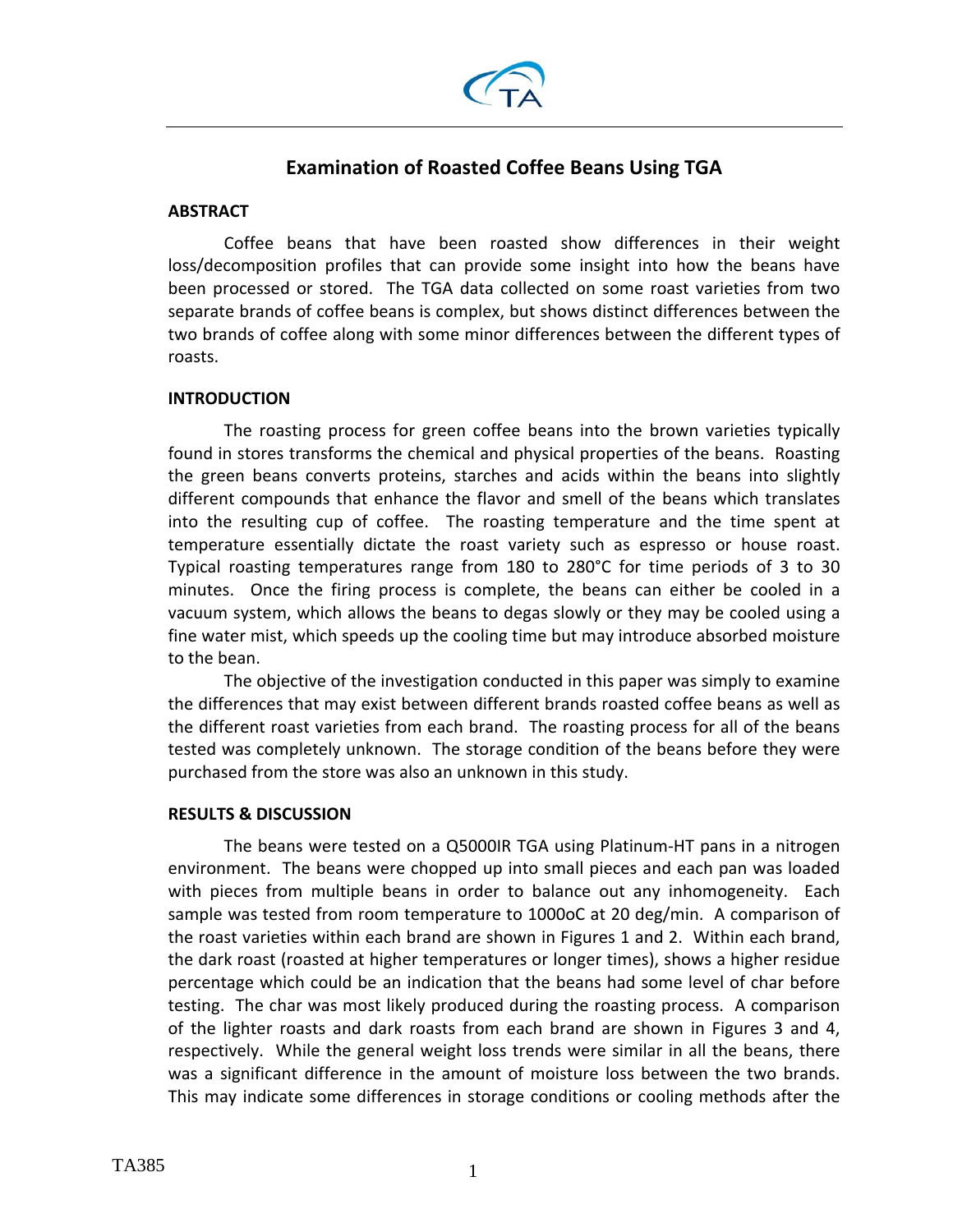# Examination of Roasted Coffee Beans Using TGA

## ABSTRACT

Coffee beans that have been roasted show differences in their weight loss/decomposition profiles that can provide some insight into how the beans have been processed or stored. The TGA data collected on some roast varieties from two separate brands of coffee beans is complex, but shows distinct differences between the two brands of coffee along with some minor differences between the different types of roasts.

## INTRODUCTION

The roasting process for green coffee beans into the brown varieties typically found in stores transforms the chemical and physical properties of the beans. Roasting the green beans converts proteins, starches and acids within the beans into slightly different compounds that enhance the flavor and smell of the beans which translates into the resulting cup of coffee. The roasting temperature and the time spent at temperature essentially dictate the roast variety such as espresso or house roast. Typical roasting temperatures range from 180 to 280°C for time periods of 3 to 30 minutes. Once the firing process is complete, the beans can either be cooled in a vacuum system, which allows the beans to degas slowly or they may be cooled using a fine water mist, which speeds up the cooling time but may introduce absorbed moisture to the bean.

The objective of the investigation conducted in this paper was simply to examine the differences that may exist between different brands roasted coffee beans as well as the different roast varieties from each brand. The roasting process for all of the beans tested was completely unknown. The storage condition of the beans before they were purchased from the store was also an unknown in this study.

## RESULTS & DISCUSSION

The beans were tested on a Q5000IR TGA using Platinum-HT pans in a nitrogen environment. The beans were chopped up into small pieces and each pan was loaded with pieces from multiple beans in order to balance out any inhomogeneity. Each sample was tested from room temperature to 1000oC at 20 deg/min. A comparison of the roast varieties within each brand are shown in Figures 1 and 2. Within each brand, the dark roast (roasted at higher temperatures or longer times), shows a higher residue percentage which could be an indication that the beans had some level of char before testing. The char was most likely produced during the roasting process. A comparison of the lighter roasts and dark roasts from each brand are shown in Figures 3 and 4, respectively. While the general weight loss trends were similar in all the beans, there was a significant difference in the amount of moisture loss between the two brands. This may indicate some differences in storage conditions or cooling methods after the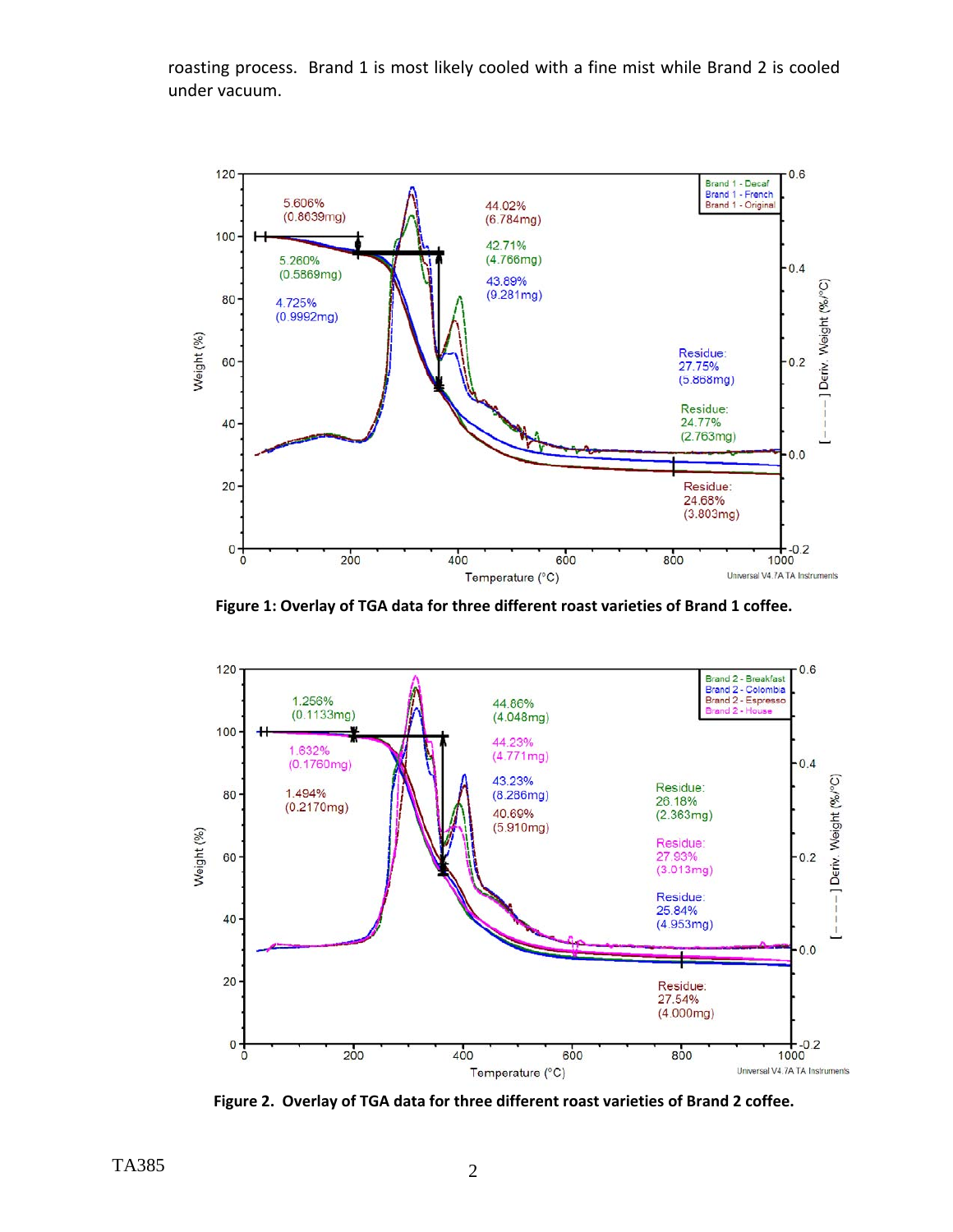roasting process. Brand 1 is most likely cooled with a fine mist while Brand 2 is cooled under vacuum.

**Figure 1: Overlay of TGA data for three different roast varieties of Brand 1 coffee.**

**Figure 2. Overlay of TGA data for three different roast varieties of Brand 2 coffee.**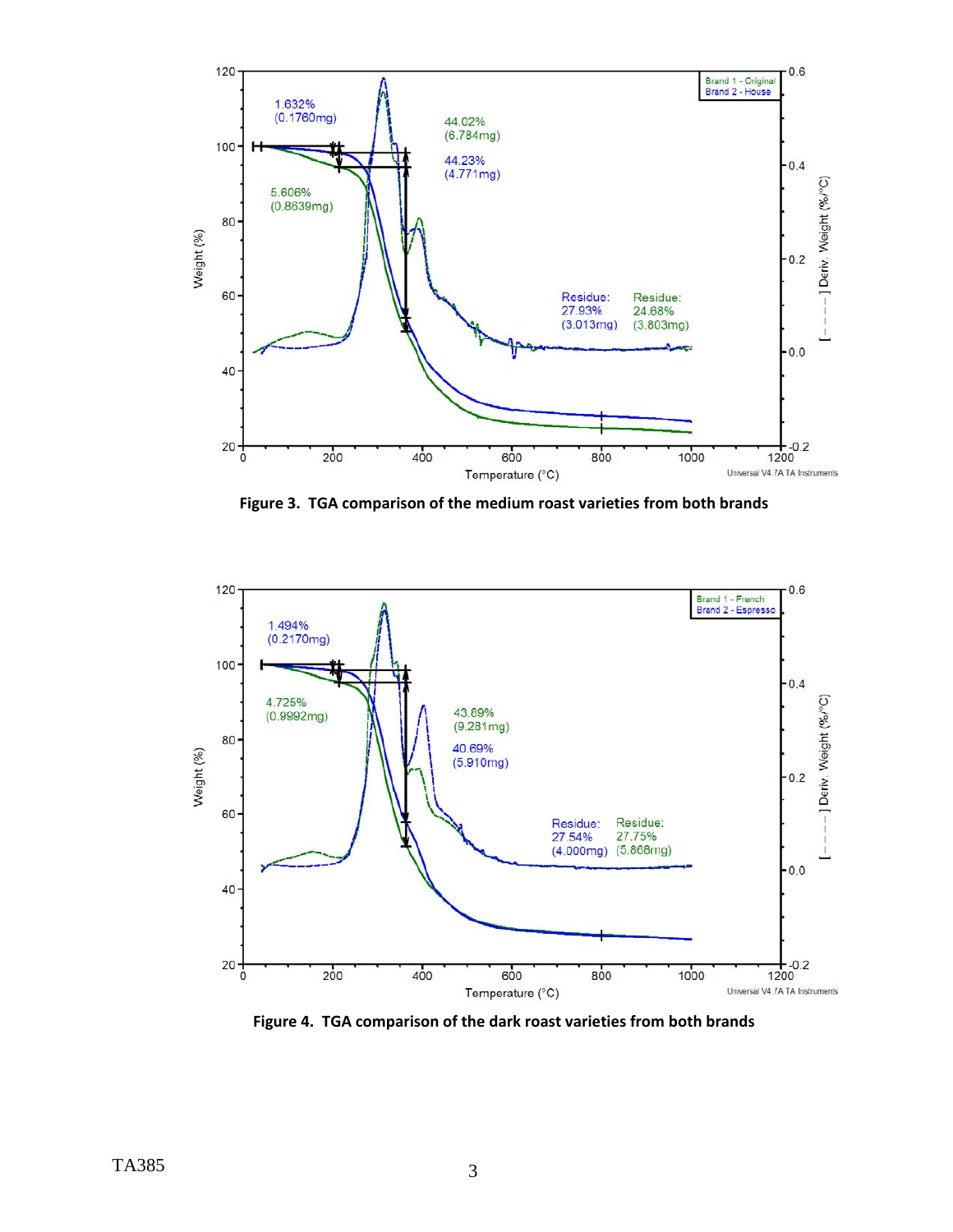Figure 3. TGA comparison of the medium roast varieties from both brands

Figure 4. TGA comparison of the dark roast varieties from both brands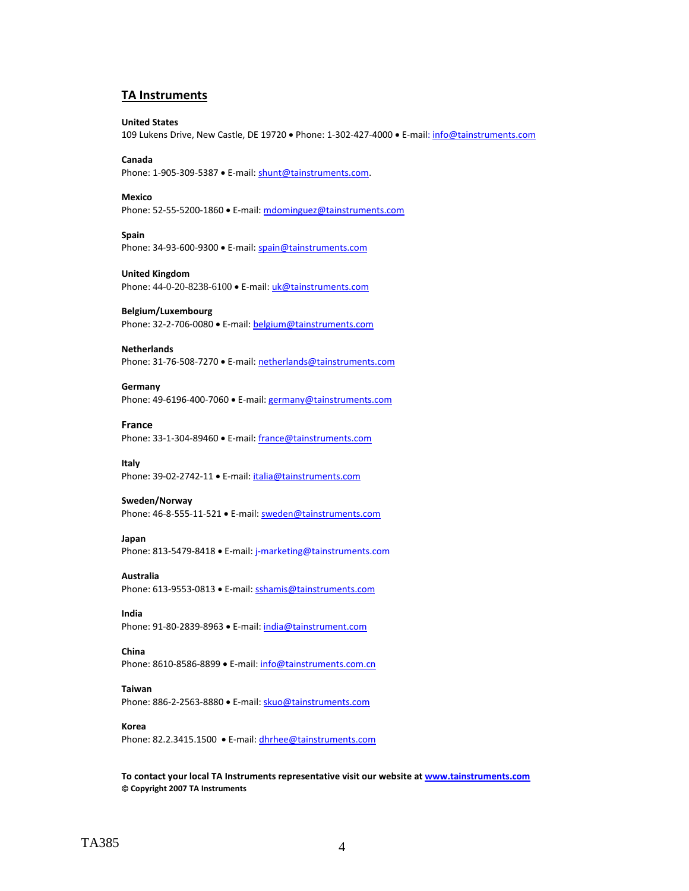## TA Instruments

**United States**
109 Lukens Drive, New Castle, DE 19720 • Phone: 1-302-427-4000 • E-mail: info@tainstruments.com

**Canada**
Phone: 1-905-309-5387 • E-mail: shunt@tainstruments.com.

**Mexico**
Phone: 52-55-5200-1860 • E-mail: mdominguez@tainstruments.com

**Spain**
Phone: 34-93-600-9300 • E-mail: spain@tainstruments.com

**United Kingdom**
Phone: 44-0-20-8238-6100 • E-mail: uk@tainstruments.com

**Belgium/Luxembourg**
Phone: 32-2-706-0080 • E-mail: belgium@tainstruments.com

**Netherlands**
Phone: 31-76-508-7270 • E-mail: netherlands@tainstruments.com

**Germany**
Phone: 49-6196-400-7060 • E-mail: germany@tainstruments.com

**France**
Phone: 33-1-304-89460 • E-mail: france@tainstruments.com

**Italy**
Phone: 39-02-2742-11 • E-mail: italia@tainstruments.com

**Sweden/Norway**
Phone: 46-8-555-11-521 • E-mail: sweden@tainstruments.com

**Japan**
Phone: 813-5479-8418 • E-mail: j-marketing@tainstruments.com

**Australia**
Phone: 613-9553-0813 • E-mail: sshamis@tainstruments.com

**India**
Phone: 91-80-2839-8963 • E-mail: india@tainstrument.com

**China**
Phone: 8610-8586-8899 • E-mail: info@tainstruments.com.cn

**Taiwan**
Phone: 886-2-2563-8880 • E-mail: skuo@tainstruments.com

**Korea**
Phone: 82.2.3415.1500 • E-mail: dhrhee@tainstruments.com

**To contact your local TA Instruments representative visit our website at www.tainstruments.com**
**© Copyright 2007 TA Instruments**

TA385